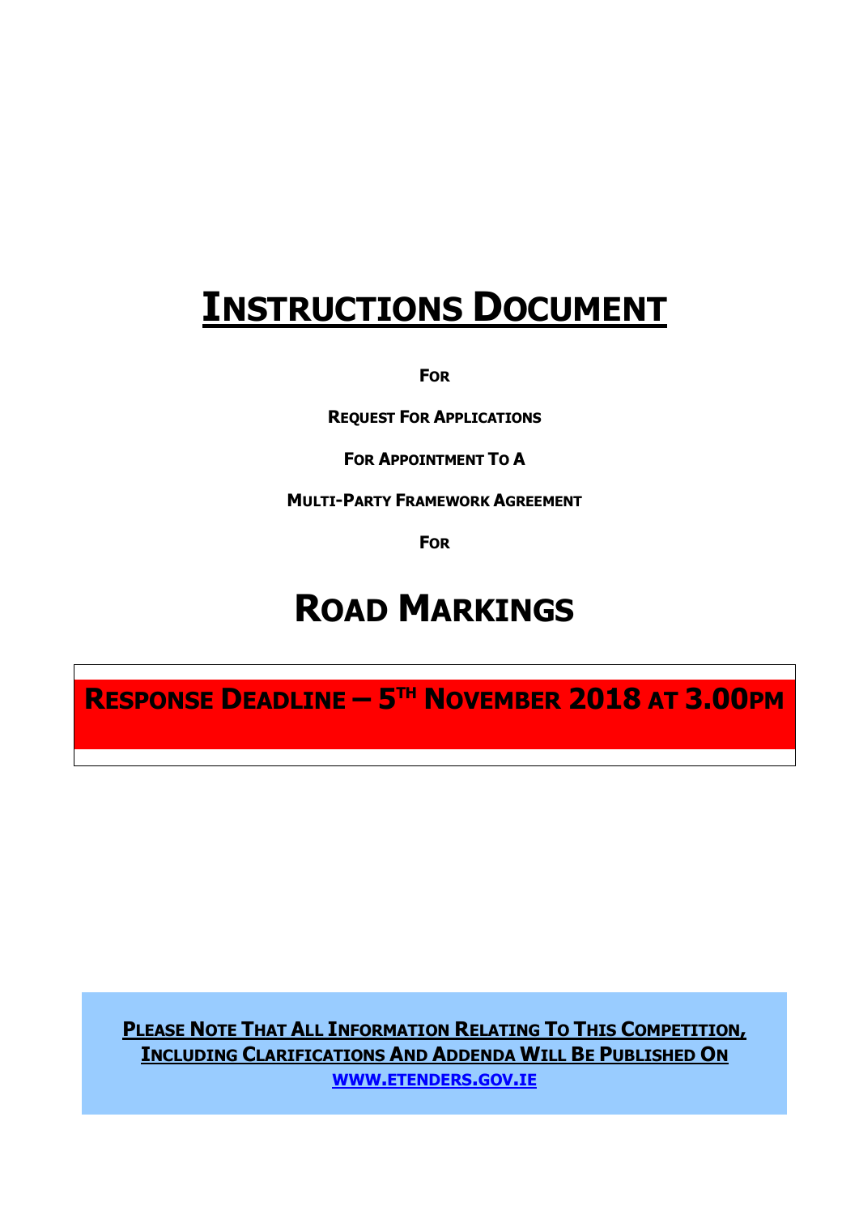# INSTRUCTIONS DOCUMENT

**FOR**

**REQUEST FOR APPLICATIONS**

**FOR APPOINTMENT TO A**

**MULTI-PARTY FRAMEWORK AGREEMENT**

**FOR**

# ROAD MARKINGS

**RESPONSE DEADLINE – 5TH NOVEMBER 2018 AT 3.00PM**

**PLEASE NOTE THAT ALL INFORMATION RELATING TO THIS COMPETITION, INCLUDING CLARIFICATIONS AND ADDENDA WILL BE PUBLISHED ON WWW.ETENDERS.GOV.IE**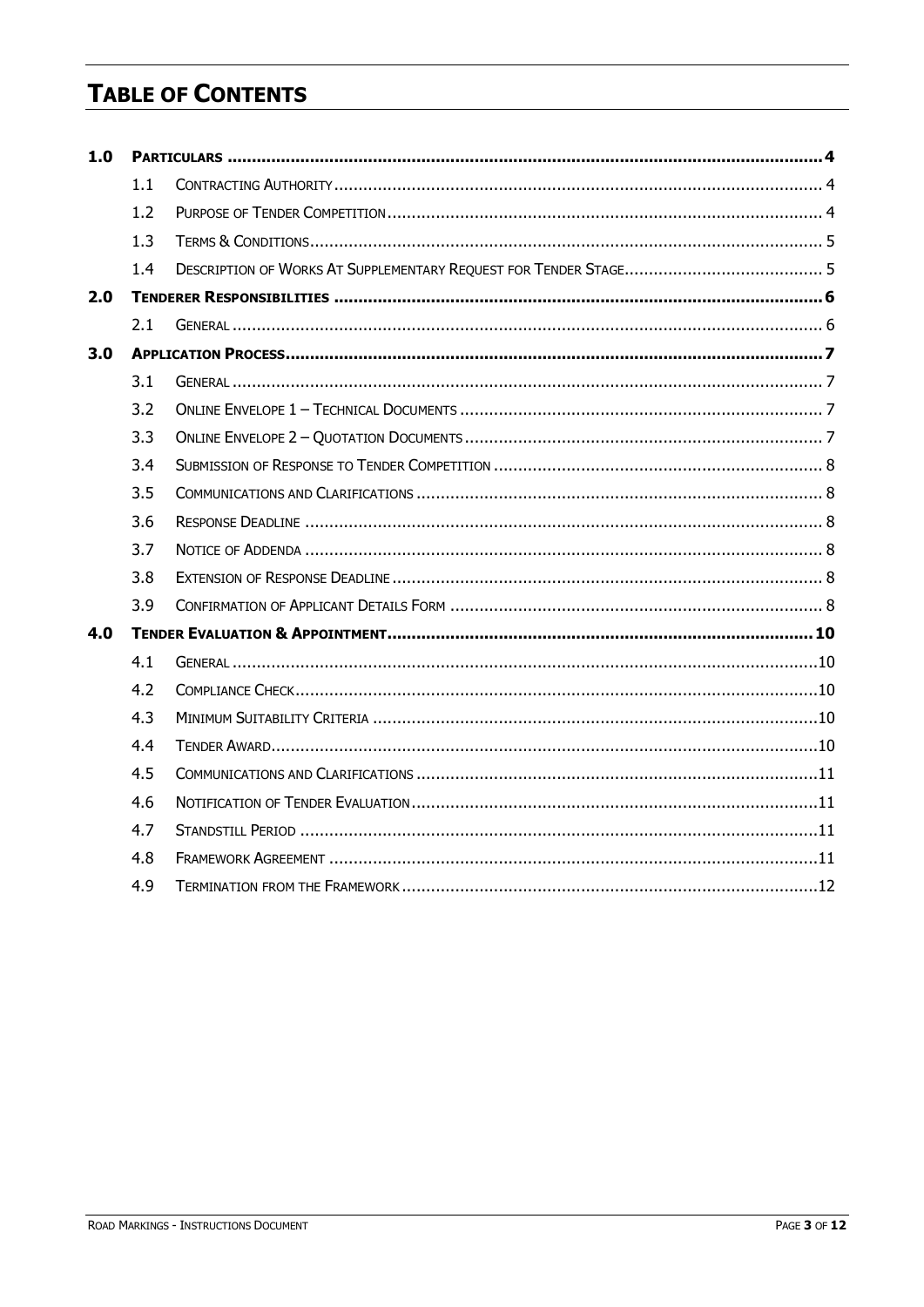# Table of Contents

| | | | |
|---|---|---|---|
| **1.0** | **Particulars** | | **4** |
| | 1.1 | Contracting Authority | 4 |
| | 1.2 | Purpose of Tender Competition | 4 |
| | 1.3 | Terms & Conditions | 5 |
| | 1.4 | Description of Works At Supplementary Request for Tender Stage | 5 |
| **2.0** | **Tenderer Responsibilities** | | **6** |
| | 2.1 | General | 6 |
| **3.0** | **Application Process** | | **7** |
| | 3.1 | General | 7 |
| | 3.2 | Online Envelope 1 – Technical Documents | 7 |
| | 3.3 | Online Envelope 2 – Quotation Documents | 7 |
| | 3.4 | Submission of Response to Tender Competition | 8 |
| | 3.5 | Communications and Clarifications | 8 |
| | 3.6 | Response Deadline | 8 |
| | 3.7 | Notice of Addenda | 8 |
| | 3.8 | Extension of Response Deadline | 8 |
| | 3.9 | Confirmation of Applicant Details Form | 8 |
| **4.0** | **Tender Evaluation & Appointment** | | **10** |
| | 4.1 | General | 10 |
| | 4.2 | Compliance Check | 10 |
| | 4.3 | Minimum Suitability Criteria | 10 |
| | 4.4 | Tender Award | 10 |
| | 4.5 | Communications and Clarifications | 11 |
| | 4.6 | Notification of Tender Evaluation | 11 |
| | 4.7 | Standstill Period | 11 |
| | 4.8 | Framework Agreement | 11 |
| | 4.9 | Termination from the Framework | 12 |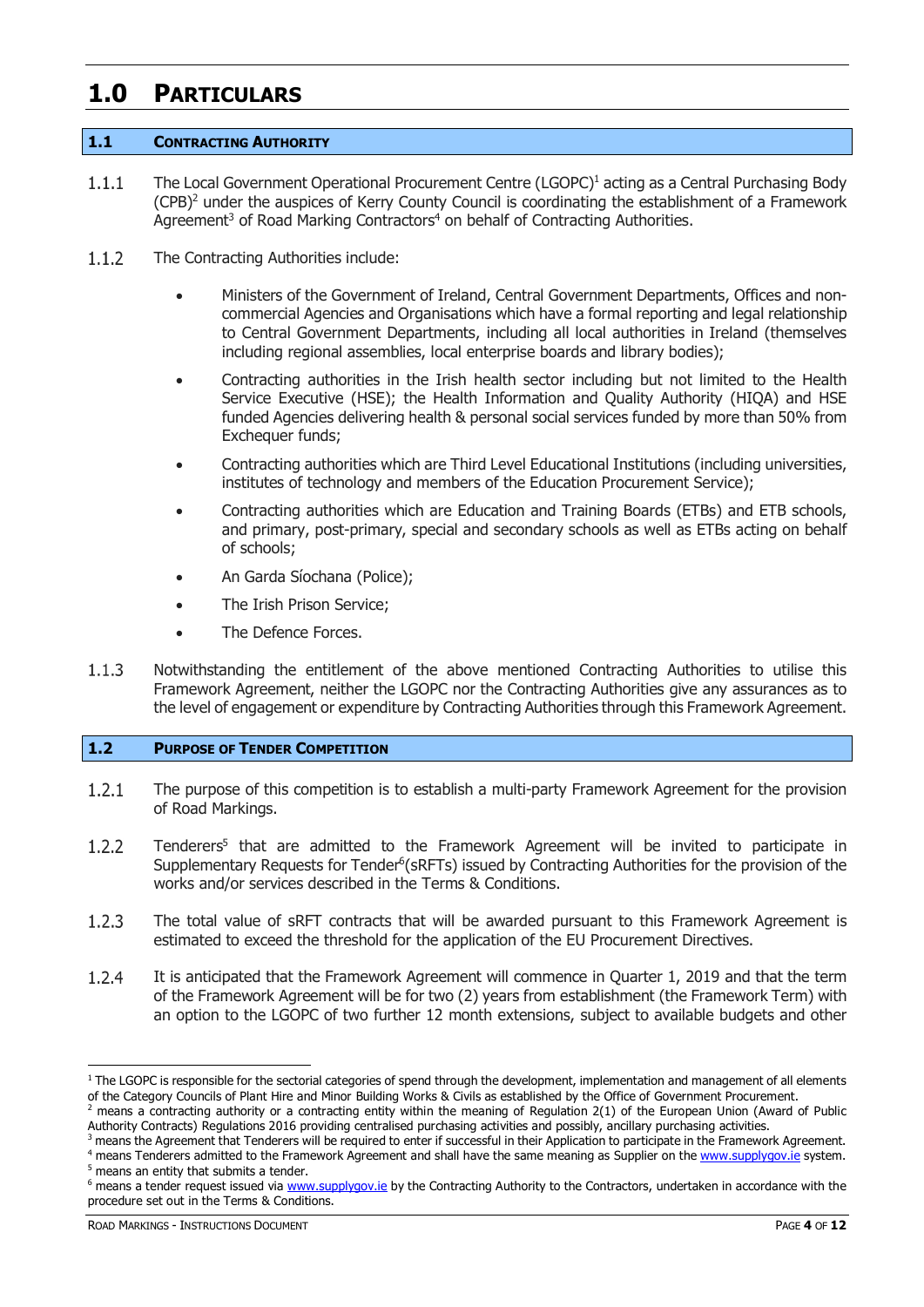# 1.0 PARTICULARS

## 1.1 CONTRACTING AUTHORITY

1.1.1 The Local Government Operational Procurement Centre (LGOPC)[1] acting as a Central Purchasing Body (CPB)[2] under the auspices of Kerry County Council is coordinating the establishment of a Framework Agreement[3] of Road Marking Contractors[4] on behalf of Contracting Authorities.

1.1.2 The Contracting Authorities include:

- Ministers of the Government of Ireland, Central Government Departments, Offices and non-commercial Agencies and Organisations which have a formal reporting and legal relationship to Central Government Departments, including all local authorities in Ireland (themselves including regional assemblies, local enterprise boards and library bodies);
- Contracting authorities in the Irish health sector including but not limited to the Health Service Executive (HSE); the Health Information and Quality Authority (HIQA) and HSE funded Agencies delivering health & personal social services funded by more than 50% from Exchequer funds;
- Contracting authorities which are Third Level Educational Institutions (including universities, institutes of technology and members of the Education Procurement Service);
- Contracting authorities which are Education and Training Boards (ETBs) and ETB schools, and primary, post-primary, special and secondary schools as well as ETBs acting on behalf of schools;
- An Garda Síochana (Police);
- The Irish Prison Service;
- The Defence Forces.

1.1.3 Notwithstanding the entitlement of the above mentioned Contracting Authorities to utilise this Framework Agreement, neither the LGOPC nor the Contracting Authorities give any assurances as to the level of engagement or expenditure by Contracting Authorities through this Framework Agreement.

## 1.2 PURPOSE OF TENDER COMPETITION

1.2.1 The purpose of this competition is to establish a multi-party Framework Agreement for the provision of Road Markings.

1.2.2 Tenderers[5] that are admitted to the Framework Agreement will be invited to participate in Supplementary Requests for Tender[6](sRFTs) issued by Contracting Authorities for the provision of the works and/or services described in the Terms & Conditions.

1.2.3 The total value of sRFT contracts that will be awarded pursuant to this Framework Agreement is estimated to exceed the threshold for the application of the EU Procurement Directives.

1.2.4 It is anticipated that the Framework Agreement will commence in Quarter 1, 2019 and that the term of the Framework Agreement will be for two (2) years from establishment (the Framework Term) with an option to the LGOPC of two further 12 month extensions, subject to available budgets and other

---

[1] The LGOPC is responsible for the sectorial categories of spend through the development, implementation and management of all elements of the Category Councils of Plant Hire and Minor Building Works & Civils as established by the Office of Government Procurement.

[2] means a contracting authority or a contracting entity within the meaning of Regulation 2(1) of the European Union (Award of Public Authority Contracts) Regulations 2016 providing centralised purchasing activities and possibly, ancillary purchasing activities.

[3] means the Agreement that Tenderers will be required to enter if successful in their Application to participate in the Framework Agreement.

[4] means Tenderers admitted to the Framework Agreement and shall have the same meaning as Supplier on the www.supplygov.ie system.

[5] means an entity that submits a tender.

[6] means a tender request issued via www.supplygov.ie by the Contracting Authority to the Contractors, undertaken in accordance with the procedure set out in the Terms & Conditions.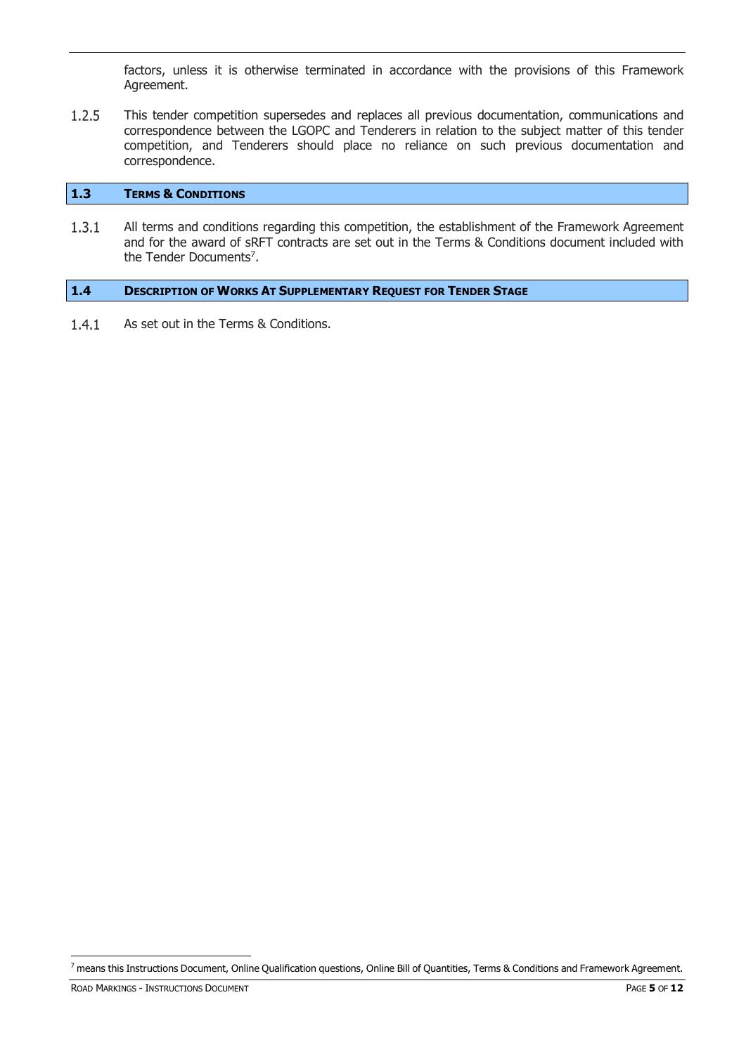factors, unless it is otherwise terminated in accordance with the provisions of this Framework Agreement.

1.2.5 This tender competition supersedes and replaces all previous documentation, communications and correspondence between the LGOPC and Tenderers in relation to the subject matter of this tender competition, and Tenderers should place no reliance on such previous documentation and correspondence.

## 1.3 Terms & Conditions

1.3.1 All terms and conditions regarding this competition, the establishment of the Framework Agreement and for the award of sRFT contracts are set out in the Terms & Conditions document included with the Tender Documents[7].

## 1.4 Description of Works At Supplementary Request for Tender Stage

1.4.1 As set out in the Terms & Conditions.

---

[7] means this Instructions Document, Online Qualification questions, Online Bill of Quantities, Terms & Conditions and Framework Agreement.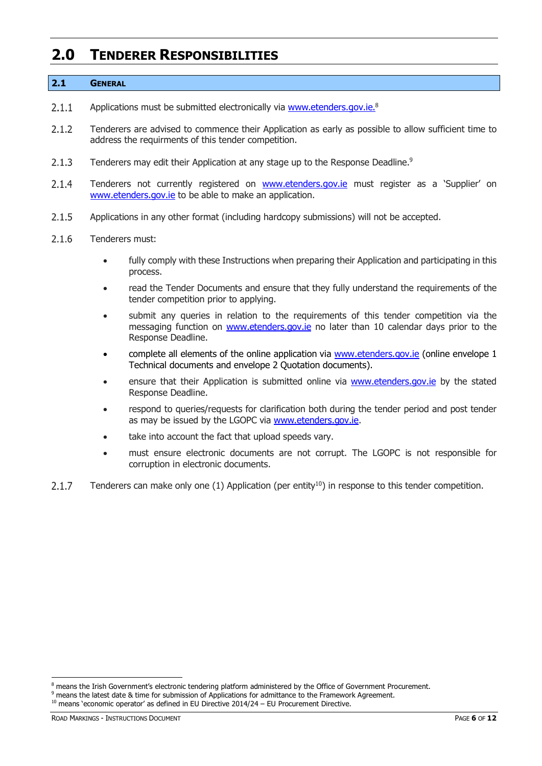# 2.0 TENDERER RESPONSIBILITIES

## 2.1 GENERAL

2.1.1 Applications must be submitted electronically via www.etenders.gov.ie.[8]

2.1.2 Tenderers are advised to commence their Application as early as possible to allow sufficient time to address the requirments of this tender competition.

2.1.3 Tenderers may edit their Application at any stage up to the Response Deadline.[9]

2.1.4 Tenderers not currently registered on www.etenders.gov.ie must register as a 'Supplier' on www.etenders.gov.ie to be able to make an application.

2.1.5 Applications in any other format (including hardcopy submissions) will not be accepted.

2.1.6 Tenderers must:

- fully comply with these Instructions when preparing their Application and participating in this process.
- read the Tender Documents and ensure that they fully understand the requirements of the tender competition prior to applying.
- submit any queries in relation to the requirements of this tender competition via the messaging function on www.etenders.gov.ie no later than 10 calendar days prior to the Response Deadline.
- complete all elements of the online application via www.etenders.gov.ie (online envelope 1 Technical documents and envelope 2 Quotation documents).
- ensure that their Application is submitted online via www.etenders.gov.ie by the stated Response Deadline.
- respond to queries/requests for clarification both during the tender period and post tender as may be issued by the LGOPC via www.etenders.gov.ie.
- take into account the fact that upload speeds vary.
- must ensure electronic documents are not corrupt. The LGOPC is not responsible for corruption in electronic documents.

2.1.7 Tenderers can make only one (1) Application (per entity[10]) in response to this tender competition.

---

[8] means the Irish Government's electronic tendering platform administered by the Office of Government Procurement.
[9] means the latest date & time for submission of Applications for admittance to the Framework Agreement.
[10] means 'economic operator' as defined in EU Directive 2014/24 – EU Procurement Directive.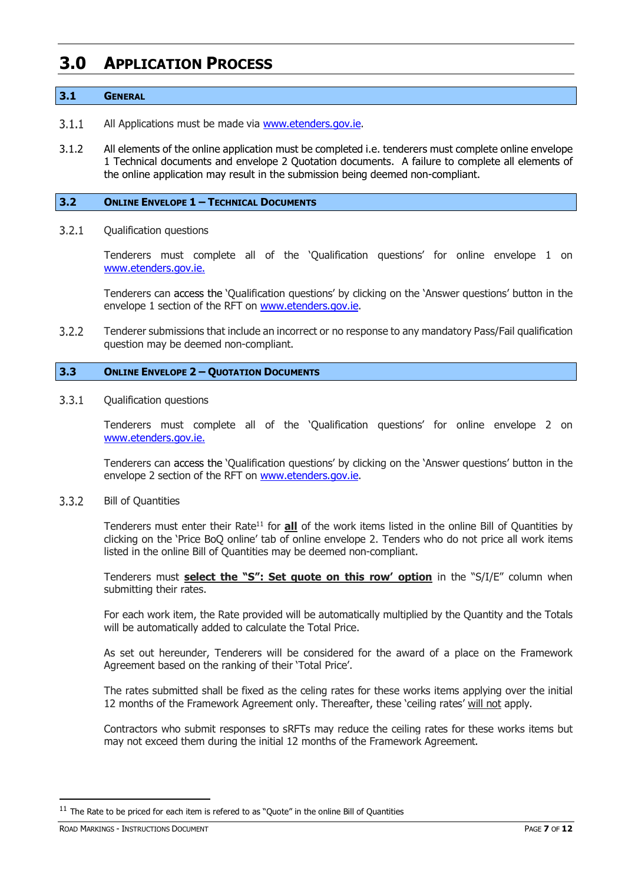# 3.0 Application Process

## 3.1 General

3.1.1 All Applications must be made via www.etenders.gov.ie.

3.1.2 All elements of the online application must be completed i.e. tenderers must complete online envelope 1 Technical documents and envelope 2 Quotation documents. A failure to complete all elements of the online application may result in the submission being deemed non-compliant.

## 3.2 Online Envelope 1 – Technical Documents

3.2.1 Qualification questions

Tenderers must complete all of the 'Qualification questions' for online envelope 1 on www.etenders.gov.ie.

Tenderers can access the 'Qualification questions' by clicking on the 'Answer questions' button in the envelope 1 section of the RFT on www.etenders.gov.ie.

3.2.2 Tenderer submissions that include an incorrect or no response to any mandatory Pass/Fail qualification question may be deemed non-compliant.

## 3.3 Online Envelope 2 – Quotation Documents

3.3.1 Qualification questions

Tenderers must complete all of the 'Qualification questions' for online envelope 2 on www.etenders.gov.ie.

Tenderers can access the 'Qualification questions' by clicking on the 'Answer questions' button in the envelope 2 section of the RFT on www.etenders.gov.ie.

3.3.2 Bill of Quantities

Tenderers must enter their Rate[11] for **all** of the work items listed in the online Bill of Quantities by clicking on the 'Price BoQ online' tab of online envelope 2. Tenders who do not price all work items listed in the online Bill of Quantities may be deemed non-compliant.

Tenderers must **select the "S": Set quote on this row' option** in the "S/I/E" column when submitting their rates.

For each work item, the Rate provided will be automatically multiplied by the Quantity and the Totals will be automatically added to calculate the Total Price.

As set out hereunder, Tenderers will be considered for the award of a place on the Framework Agreement based on the ranking of their 'Total Price'.

The rates submitted shall be fixed as the celing rates for these works items applying over the initial 12 months of the Framework Agreement only. Thereafter, these 'ceiling rates' will not apply.

Contractors who submit responses to sRFTs may reduce the ceiling rates for these works items but may not exceed them during the initial 12 months of the Framework Agreement.

[11] The Rate to be priced for each item is refered to as "Quote" in the online Bill of Quantities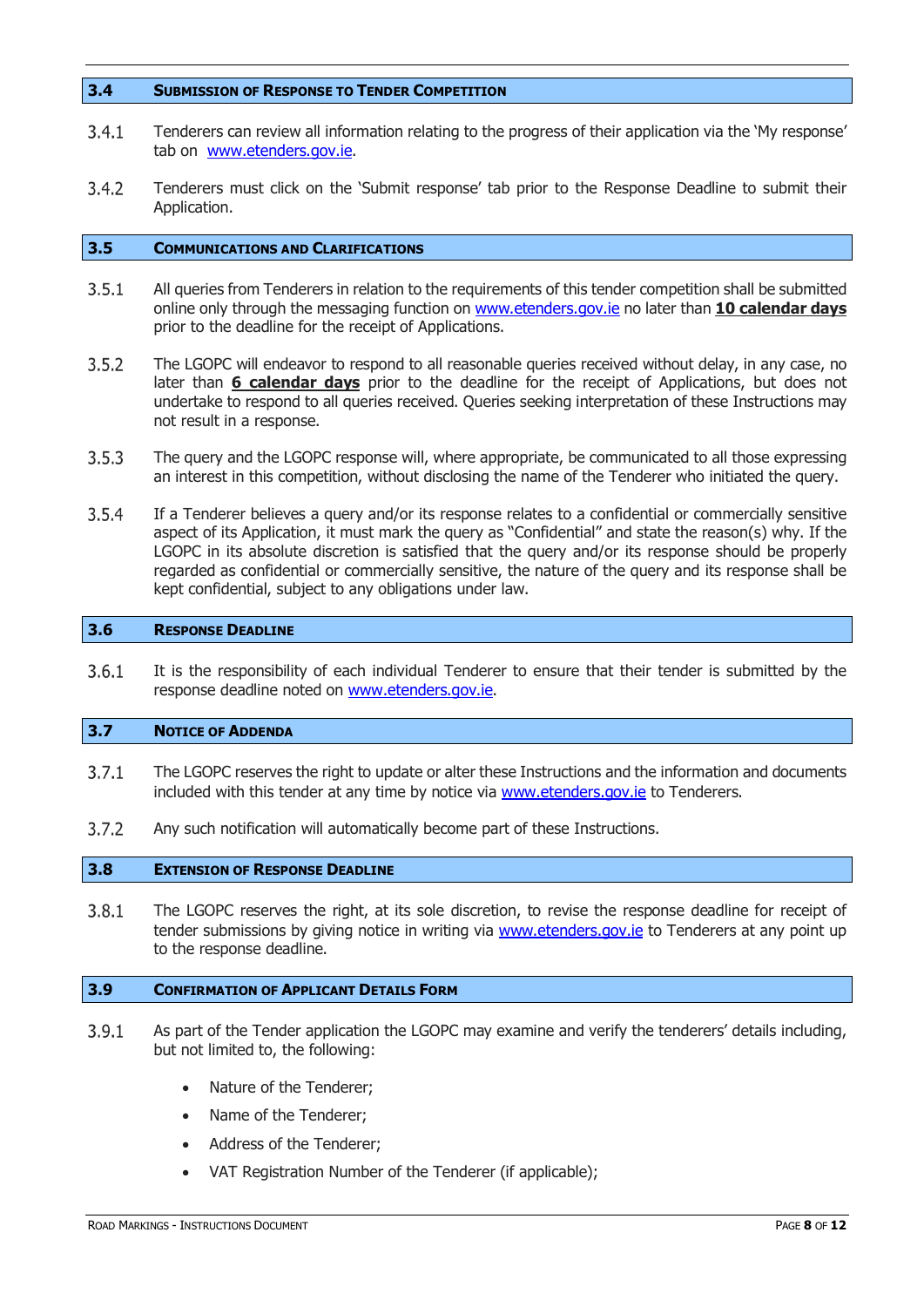## 3.4 Submission of Response to Tender Competition

3.4.1 Tenderers can review all information relating to the progress of their application via the 'My response' tab on www.etenders.gov.ie.

3.4.2 Tenderers must click on the 'Submit response' tab prior to the Response Deadline to submit their Application.

## 3.5 Communications and Clarifications

3.5.1 All queries from Tenderers in relation to the requirements of this tender competition shall be submitted online only through the messaging function on www.etenders.gov.ie no later than **10 calendar days** prior to the deadline for the receipt of Applications.

3.5.2 The LGOPC will endeavor to respond to all reasonable queries received without delay, in any case, no later than **6 calendar days** prior to the deadline for the receipt of Applications, but does not undertake to respond to all queries received. Queries seeking interpretation of these Instructions may not result in a response.

3.5.3 The query and the LGOPC response will, where appropriate, be communicated to all those expressing an interest in this competition, without disclosing the name of the Tenderer who initiated the query.

3.5.4 If a Tenderer believes a query and/or its response relates to a confidential or commercially sensitive aspect of its Application, it must mark the query as "Confidential" and state the reason(s) why. If the LGOPC in its absolute discretion is satisfied that the query and/or its response should be properly regarded as confidential or commercially sensitive, the nature of the query and its response shall be kept confidential, subject to any obligations under law.

## 3.6 Response Deadline

3.6.1 It is the responsibility of each individual Tenderer to ensure that their tender is submitted by the response deadline noted on www.etenders.gov.ie.

## 3.7 Notice of Addenda

3.7.1 The LGOPC reserves the right to update or alter these Instructions and the information and documents included with this tender at any time by notice via www.etenders.gov.ie to Tenderers.

3.7.2 Any such notification will automatically become part of these Instructions.

## 3.8 Extension of Response Deadline

3.8.1 The LGOPC reserves the right, at its sole discretion, to revise the response deadline for receipt of tender submissions by giving notice in writing via www.etenders.gov.ie to Tenderers at any point up to the response deadline.

## 3.9 Confirmation of Applicant Details Form

3.9.1 As part of the Tender application the LGOPC may examine and verify the tenderers' details including, but not limited to, the following:

- Nature of the Tenderer;
- Name of the Tenderer;
- Address of the Tenderer;
- VAT Registration Number of the Tenderer (if applicable);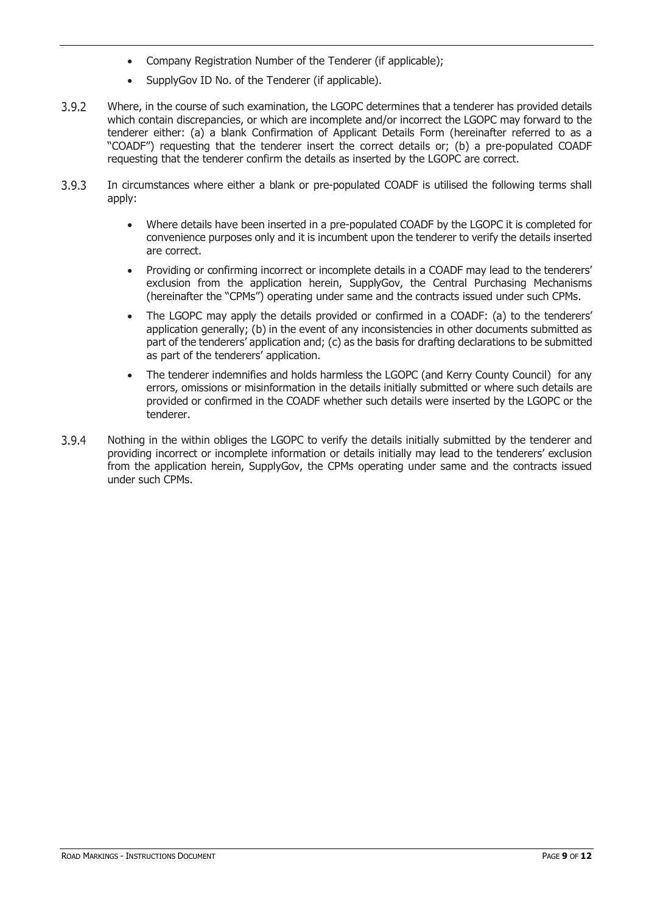- Company Registration Number of the Tenderer (if applicable);
- SupplyGov ID No. of the Tenderer (if applicable).

3.9.2 Where, in the course of such examination, the LGOPC determines that a tenderer has provided details which contain discrepancies, or which are incomplete and/or incorrect the LGOPC may forward to the tenderer either: (a) a blank Confirmation of Applicant Details Form (hereinafter referred to as a "COADF") requesting that the tenderer insert the correct details or; (b) a pre-populated COADF requesting that the tenderer confirm the details as inserted by the LGOPC are correct.

3.9.3 In circumstances where either a blank or pre-populated COADF is utilised the following terms shall apply:

- Where details have been inserted in a pre-populated COADF by the LGOPC it is completed for convenience purposes only and it is incumbent upon the tenderer to verify the details inserted are correct.
- Providing or confirming incorrect or incomplete details in a COADF may lead to the tenderers' exclusion from the application herein, SupplyGov, the Central Purchasing Mechanisms (hereinafter the "CPMs") operating under same and the contracts issued under such CPMs.
- The LGOPC may apply the details provided or confirmed in a COADF: (a) to the tenderers' application generally; (b) in the event of any inconsistencies in other documents submitted as part of the tenderers' application and; (c) as the basis for drafting declarations to be submitted as part of the tenderers' application.
- The tenderer indemnifies and holds harmless the LGOPC (and Kerry County Council) for any errors, omissions or misinformation in the details initially submitted or where such details are provided or confirmed in the COADF whether such details were inserted by the LGOPC or the tenderer.

3.9.4 Nothing in the within obliges the LGOPC to verify the details initially submitted by the tenderer and providing incorrect or incomplete information or details initially may lead to the tenderers' exclusion from the application herein, SupplyGov, the CPMs operating under same and the contracts issued under such CPMs.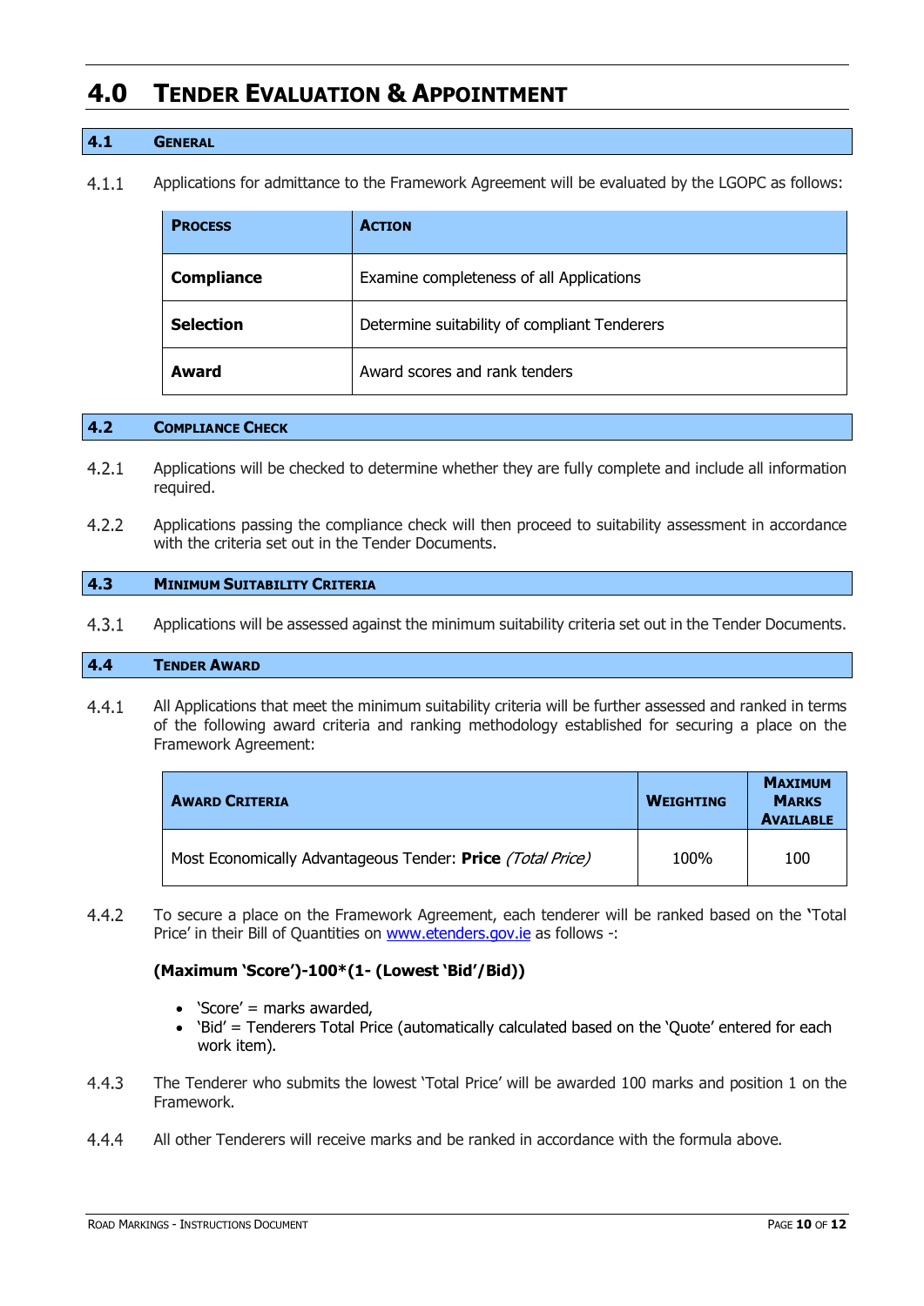# 4.0 Tender Evaluation & Appointment

## 4.1 General

4.1.1 Applications for admittance to the Framework Agreement will be evaluated by the LGOPC as follows:

| Process | Action |
|---|---|
| **Compliance** | Examine completeness of all Applications |
| **Selection** | Determine suitability of compliant Tenderers |
| **Award** | Award scores and rank tenders |

## 4.2 Compliance Check

4.2.1 Applications will be checked to determine whether they are fully complete and include all information required.

4.2.2 Applications passing the compliance check will then proceed to suitability assessment in accordance with the criteria set out in the Tender Documents.

## 4.3 Minimum Suitability Criteria

4.3.1 Applications will be assessed against the minimum suitability criteria set out in the Tender Documents.

## 4.4 Tender Award

4.4.1 All Applications that meet the minimum suitability criteria will be further assessed and ranked in terms of the following award criteria and ranking methodology established for securing a place on the Framework Agreement:

| Award Criteria | Weighting | Maximum Marks Available |
|---|---|---|
| Most Economically Advantageous Tender: **Price** *(Total Price)* | 100% | 100 |

4.4.2 To secure a place on the Framework Agreement, each tenderer will be ranked based on the 'Total Price' in their Bill of Quantities on www.etenders.gov.ie as follows -:

**(Maximum 'Score')-100*(1- (Lowest 'Bid'/Bid))**

- 'Score' = marks awarded,
- 'Bid' = Tenderers Total Price (automatically calculated based on the 'Quote' entered for each work item).

4.4.3 The Tenderer who submits the lowest 'Total Price' will be awarded 100 marks and position 1 on the Framework.

4.4.4 All other Tenderers will receive marks and be ranked in accordance with the formula above.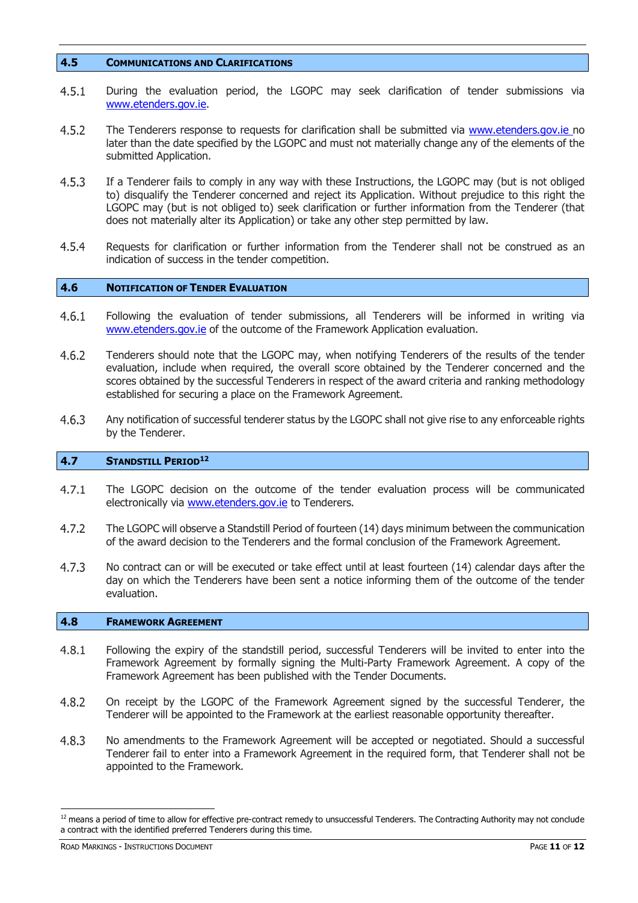## 4.5 Communications and Clarifications

4.5.1 During the evaluation period, the LGOPC may seek clarification of tender submissions via www.etenders.gov.ie.

4.5.2 The Tenderers response to requests for clarification shall be submitted via www.etenders.gov.ie no later than the date specified by the LGOPC and must not materially change any of the elements of the submitted Application.

4.5.3 If a Tenderer fails to comply in any way with these Instructions, the LGOPC may (but is not obliged to) disqualify the Tenderer concerned and reject its Application. Without prejudice to this right the LGOPC may (but is not obliged to) seek clarification or further information from the Tenderer (that does not materially alter its Application) or take any other step permitted by law.

4.5.4 Requests for clarification or further information from the Tenderer shall not be construed as an indication of success in the tender competition.

## 4.6 Notification of Tender Evaluation

4.6.1 Following the evaluation of tender submissions, all Tenderers will be informed in writing via www.etenders.gov.ie of the outcome of the Framework Application evaluation.

4.6.2 Tenderers should note that the LGOPC may, when notifying Tenderers of the results of the tender evaluation, include when required, the overall score obtained by the Tenderer concerned and the scores obtained by the successful Tenderers in respect of the award criteria and ranking methodology established for securing a place on the Framework Agreement.

4.6.3 Any notification of successful tenderer status by the LGOPC shall not give rise to any enforceable rights by the Tenderer.

## 4.7 Standstill Period[12]

4.7.1 The LGOPC decision on the outcome of the tender evaluation process will be communicated electronically via www.etenders.gov.ie to Tenderers.

4.7.2 The LGOPC will observe a Standstill Period of fourteen (14) days minimum between the communication of the award decision to the Tenderers and the formal conclusion of the Framework Agreement.

4.7.3 No contract can or will be executed or take effect until at least fourteen (14) calendar days after the day on which the Tenderers have been sent a notice informing them of the outcome of the tender evaluation.

## 4.8 Framework Agreement

4.8.1 Following the expiry of the standstill period, successful Tenderers will be invited to enter into the Framework Agreement by formally signing the Multi-Party Framework Agreement. A copy of the Framework Agreement has been published with the Tender Documents.

4.8.2 On receipt by the LGOPC of the Framework Agreement signed by the successful Tenderer, the Tenderer will be appointed to the Framework at the earliest reasonable opportunity thereafter.

4.8.3 No amendments to the Framework Agreement will be accepted or negotiated. Should a successful Tenderer fail to enter into a Framework Agreement in the required form, that Tenderer shall not be appointed to the Framework.

---

[12] means a period of time to allow for effective pre-contract remedy to unsuccessful Tenderers. The Contracting Authority may not conclude a contract with the identified preferred Tenderers during this time.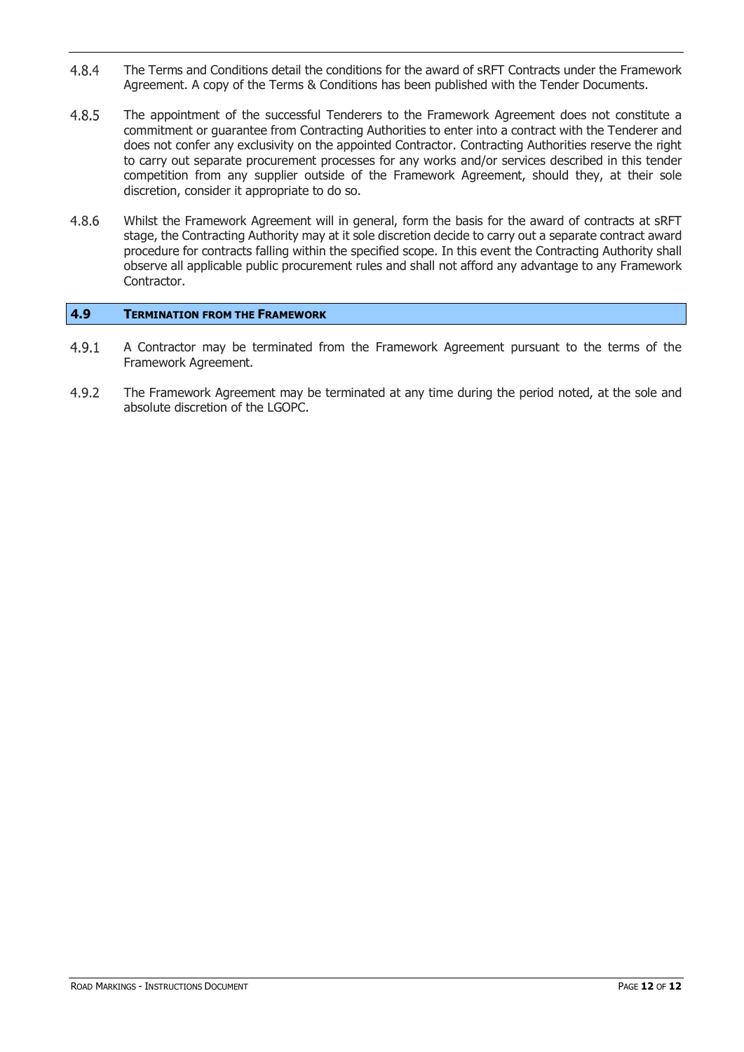4.8.4 The Terms and Conditions detail the conditions for the award of sRFT Contracts under the Framework Agreement. A copy of the Terms & Conditions has been published with the Tender Documents.

4.8.5 The appointment of the successful Tenderers to the Framework Agreement does not constitute a commitment or guarantee from Contracting Authorities to enter into a contract with the Tenderer and does not confer any exclusivity on the appointed Contractor. Contracting Authorities reserve the right to carry out separate procurement processes for any works and/or services described in this tender competition from any supplier outside of the Framework Agreement, should they, at their sole discretion, consider it appropriate to do so.

4.8.6 Whilst the Framework Agreement will in general, form the basis for the award of contracts at sRFT stage, the Contracting Authority may at it sole discretion decide to carry out a separate contract award procedure for contracts falling within the specified scope. In this event the Contracting Authority shall observe all applicable public procurement rules and shall not afford any advantage to any Framework Contractor.

## 4.9 TERMINATION FROM THE FRAMEWORK

4.9.1 A Contractor may be terminated from the Framework Agreement pursuant to the terms of the Framework Agreement.

4.9.2 The Framework Agreement may be terminated at any time during the period noted, at the sole and absolute discretion of the LGOPC.